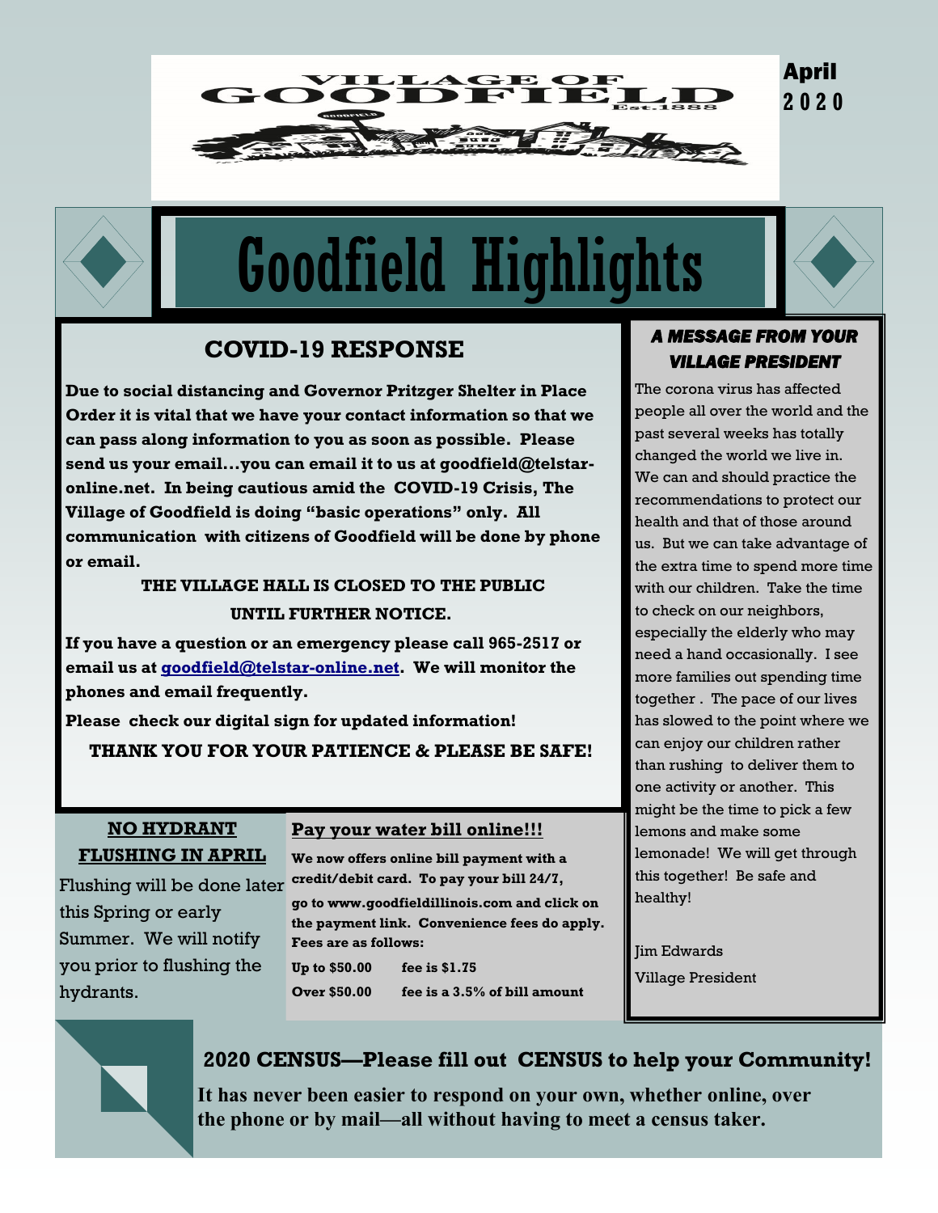VILLAGE OF GOODFIELD Est. 1888

April 2020

# Goodfield Highlights

## COVID-19 RESPONSE

**Due to social distancing and Governor Pritzger Shelter in Place Order it is vital that we have your contact information so that we can pass along information to you as soon as possible. Please send us your email…you can email it to us at goodfield@telstar-online.net. In being cautious amid the COVID-19 Crisis, The Village of Goodfield is doing "basic operations" only. All communication with citizens of Goodfield will be done by phone or email.**

**THE VILLAGE HALL IS CLOSED TO THE PUBLIC UNTIL FURTHER NOTICE.**

**If you have a question or an emergency please call 965-2517 or email us at goodfield@telstar-online.net. We will monitor the phones and email frequently.**

**Please check our digital sign for updated information!**

**THANK YOU FOR YOUR PATIENCE & PLEASE BE SAFE!**

## NO HYDRANT FLUSHING IN APRIL

Flushing will be done later this Spring or early Summer. We will notify you prior to flushing the hydrants.

## Pay your water bill online!!!

**We now offers online bill payment with a credit/debit card. To pay your bill 24/7, go to www.goodfieldillinois.com and click on the payment link. Convenience fees do apply. Fees are as follows:**

| | |
|---|---|
| **Up to $50.00** | **fee is $1.75** |
| **Over $50.00** | **fee is a 3.5% of bill amount** |

## *A MESSAGE FROM YOUR VILLAGE PRESIDENT*

The corona virus has affected people all over the world and the past several weeks has totally changed the world we live in. We can and should practice the recommendations to protect our health and that of those around us. But we can take advantage of the extra time to spend more time with our children. Take the time to check on our neighbors, especially the elderly who may need a hand occasionally. I see more families out spending time together . The pace of our lives has slowed to the point where we can enjoy our children rather than rushing to deliver them to one activity or another. This might be the time to pick a few lemons and make some lemonade! We will get through this together! Be safe and healthy!

Jim Edwards
Village President

## 2020 CENSUS—Please fill out CENSUS to help your Community!

**It has never been easier to respond on your own, whether online, over the phone or by mail—all without having to meet a census taker.**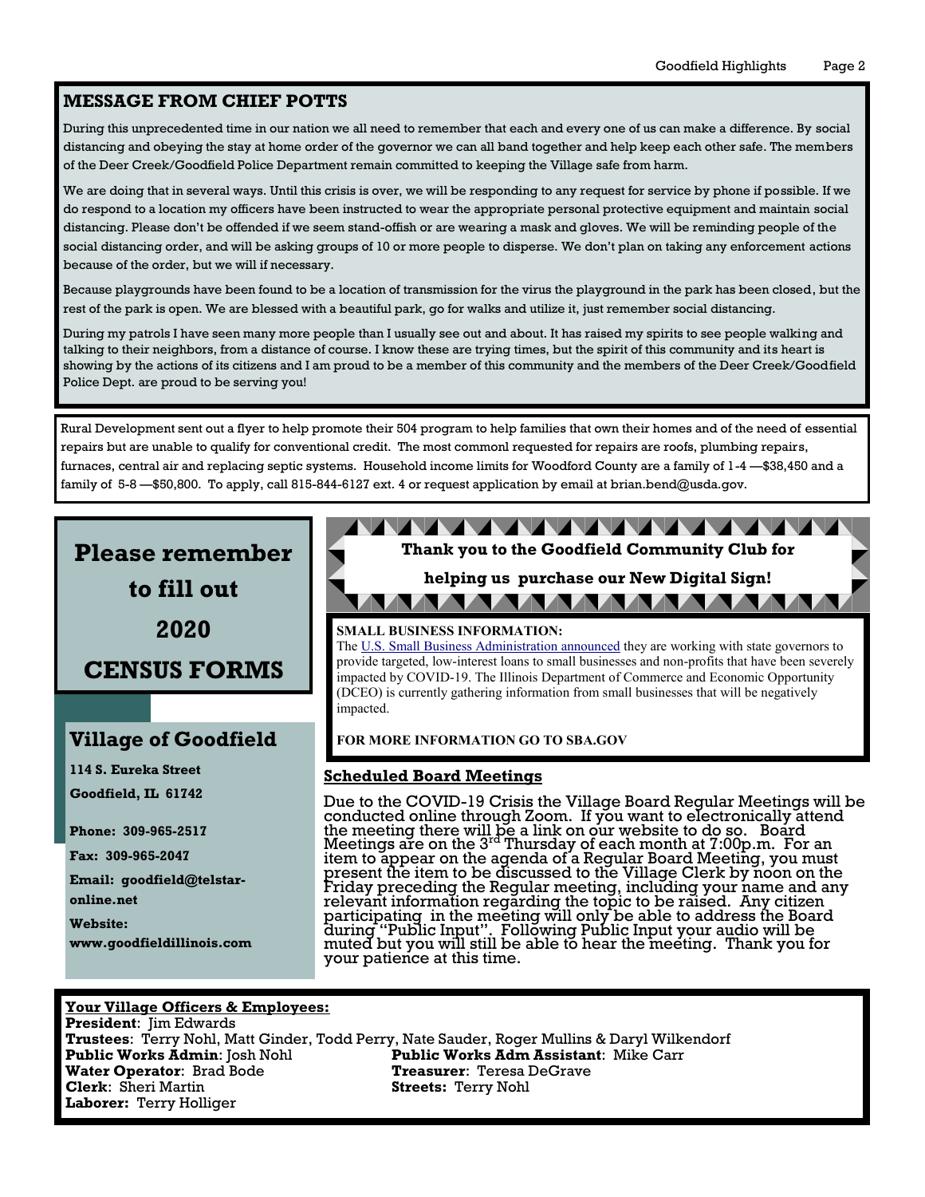## MESSAGE FROM CHIEF POTTS

During this unprecedented time in our nation we all need to remember that each and every one of us can make a difference. By social distancing and obeying the stay at home order of the governor we can all band together and help keep each other safe. The members of the Deer Creek/Goodfield Police Department remain committed to keeping the Village safe from harm.

We are doing that in several ways. Until this crisis is over, we will be responding to any request for service by phone if possible. If we do respond to a location my officers have been instructed to wear the appropriate personal protective equipment and maintain social distancing. Please don't be offended if we seem stand-offish or are wearing a mask and gloves. We will be reminding people of the social distancing order, and will be asking groups of 10 or more people to disperse. We don't plan on taking any enforcement actions because of the order, but we will if necessary.

Because playgrounds have been found to be a location of transmission for the virus the playground in the park has been closed, but the rest of the park is open. We are blessed with a beautiful park, go for walks and utilize it, just remember social distancing.

During my patrols I have seen many more people than I usually see out and about. It has raised my spirits to see people walking and talking to their neighbors, from a distance of course. I know these are trying times, but the spirit of this community and its heart is showing by the actions of its citizens and I am proud to be a member of this community and the members of the Deer Creek/Goodfield Police Dept. are proud to be serving you!

Rural Development sent out a flyer to help promote their 504 program to help families that own their homes and of the need of essential repairs but are unable to qualify for conventional credit. The most commonl requested for repairs are roofs, plumbing repairs, furnaces, central air and replacing septic systems. Household income limits for Woodford County are a family of 1-4 —$38,450 and a family of 5-8 —$50,800. To apply, call 815-844-6127 ext. 4 or request application by email at brian.bend@usda.gov.

## Please remember to fill out 2020 CENSUS FORMS

**Thank you to the Goodfield Community Club for helping us purchase our New Digital Sign!**

**SMALL BUSINESS INFORMATION:**

The U.S. Small Business Administration announced they are working with state governors to provide targeted, low-interest loans to small businesses and non-profits that have been severely impacted by COVID-19. The Illinois Department of Commerce and Economic Opportunity (DCEO) is currently gathering information from small businesses that will be negatively impacted.

**FOR MORE INFORMATION GO TO SBA.GOV**

## Village of Goodfield

**114 S. Eureka Street**
**Goodfield, IL 61742**

**Phone: 309-965-2517**
**Fax: 309-965-2047**
**Email: goodfield@telstar-online.net**
**Website: www.goodfieldillinois.com**

### Scheduled Board Meetings

Due to the COVID-19 Crisis the Village Board Regular Meetings will be conducted online through Zoom. If you want to electronically attend the meeting there will be a link on our website to do so. Board Meetings are on the 3rd Thursday of each month at 7:00p.m. For an item to appear on the agenda of a Regular Board Meeting, you must present the item to be discussed to the Village Clerk by noon on the Friday preceding the Regular meeting, including your name and any relevant information regarding the topic to be raised. Any citizen participating in the meeting will only be able to address the Board during "Public Input". Following Public Input your audio will be muted but you will still be able to hear the meeting. Thank you for your patience at this time.

**Your Village Officers & Employees:**

**President**: Jim Edwards
**Trustees**: Terry Nohl, Matt Ginder, Todd Perry, Nate Sauder, Roger Mullins & Daryl Wilkendorf
**Public Works Admin**: Josh Nohl
**Public Works Adm Assistant**: Mike Carr
**Water Operator**: Brad Bode
**Treasurer**: Teresa DeGrave
**Clerk**: Sheri Martin
**Streets:** Terry Nohl
**Laborer:** Terry Holliger